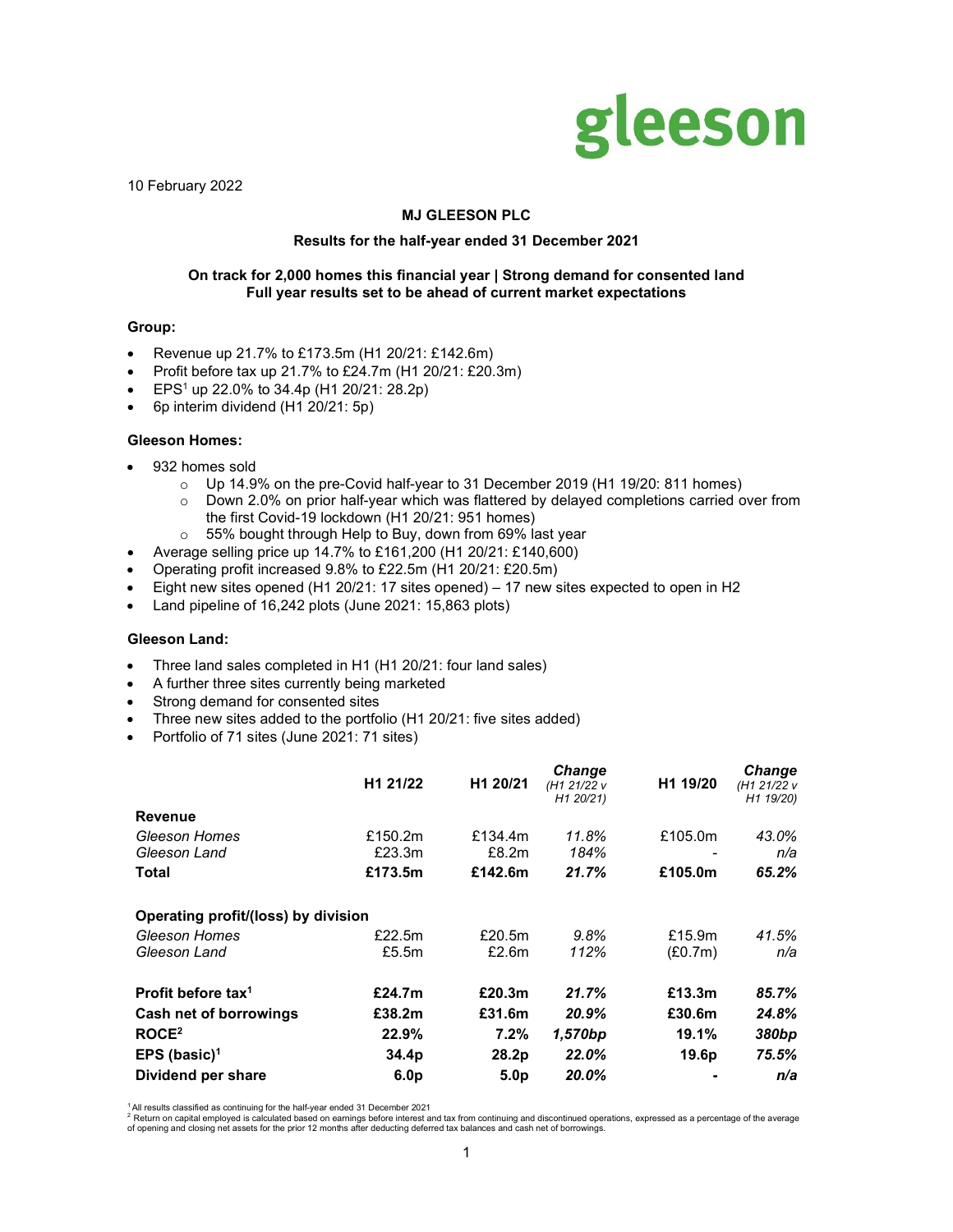gleeson

10 February 2022

**MJ GLEESON PLC**

**Results for the half-year ended 31 December 2021**

**On track for 2,000 homes this financial year | Strong demand for consented land**
**Full year results set to be ahead of current market expectations**

**Group:**

- Revenue up 21.7% to £173.5m (H1 20/21: £142.6m)
- Profit before tax up 21.7% to £24.7m (H1 20/21: £20.3m)
- EPS[1] up 22.0% to 34.4p (H1 20/21: 28.2p)
- 6p interim dividend (H1 20/21: 5p)

**Gleeson Homes:**

- 932 homes sold
  - Up 14.9% on the pre-Covid half-year to 31 December 2019 (H1 19/20: 811 homes)
  - Down 2.0% on prior half-year which was flattered by delayed completions carried over from the first Covid-19 lockdown (H1 20/21: 951 homes)
  - 55% bought through Help to Buy, down from 69% last year
- Average selling price up 14.7% to £161,200 (H1 20/21: £140,600)
- Operating profit increased 9.8% to £22.5m (H1 20/21: £20.5m)
- Eight new sites opened (H1 20/21: 17 sites opened) – 17 new sites expected to open in H2
- Land pipeline of 16,242 plots (June 2021: 15,863 plots)

**Gleeson Land:**

- Three land sales completed in H1 (H1 20/21: four land sales)
- A further three sites currently being marketed
- Strong demand for consented sites
- Three new sites added to the portfolio (H1 20/21: five sites added)
- Portfolio of 71 sites (June 2021: 71 sites)

| | H1 21/22 | H1 20/21 | *Change (H1 21/22 v H1 20/21)* | H1 19/20 | *Change (H1 21/22 v H1 19/20)* |
|---|---|---|---|---|---|
| **Revenue** | | | | | |
| *Gleeson Homes* | £150.2m | £134.4m | *11.8%* | £105.0m | *43.0%* |
| *Gleeson Land* | £23.3m | £8.2m | *184%* | - | *n/a* |
| **Total** | **£173.5m** | **£142.6m** | ***21.7%*** | **£105.0m** | ***65.2%*** |
| | | | | | |
| **Operating profit/(loss) by division** | | | | | |
| *Gleeson Homes* | £22.5m | £20.5m | *9.8%* | £15.9m | *41.5%* |
| *Gleeson Land* | £5.5m | £2.6m | *112%* | (£0.7m) | *n/a* |
| | | | | | |
| **Profit before tax[1]** | **£24.7m** | **£20.3m** | ***21.7%*** | **£13.3m** | ***85.7%*** |
| **Cash net of borrowings** | **£38.2m** | **£31.6m** | ***20.9%*** | **£30.6m** | ***24.8%*** |
| **ROCE[2]** | **22.9%** | **7.2%** | ***1,570bp*** | **19.1%** | ***380bp*** |
| **EPS (basic)[1]** | **34.4p** | **28.2p** | ***22.0%*** | **19.6p** | ***75.5%*** |
| **Dividend per share** | **6.0p** | **5.0p** | ***20.0%*** | **-** | ***n/a*** |

[1] All results classified as continuing for the half-year ended 31 December 2021
[2] Return on capital employed is calculated based on earnings before interest and tax from continuing and discontinued operations, expressed as a percentage of the average of opening and closing net assets for the prior 12 months after deducting deferred tax balances and cash net of borrowings.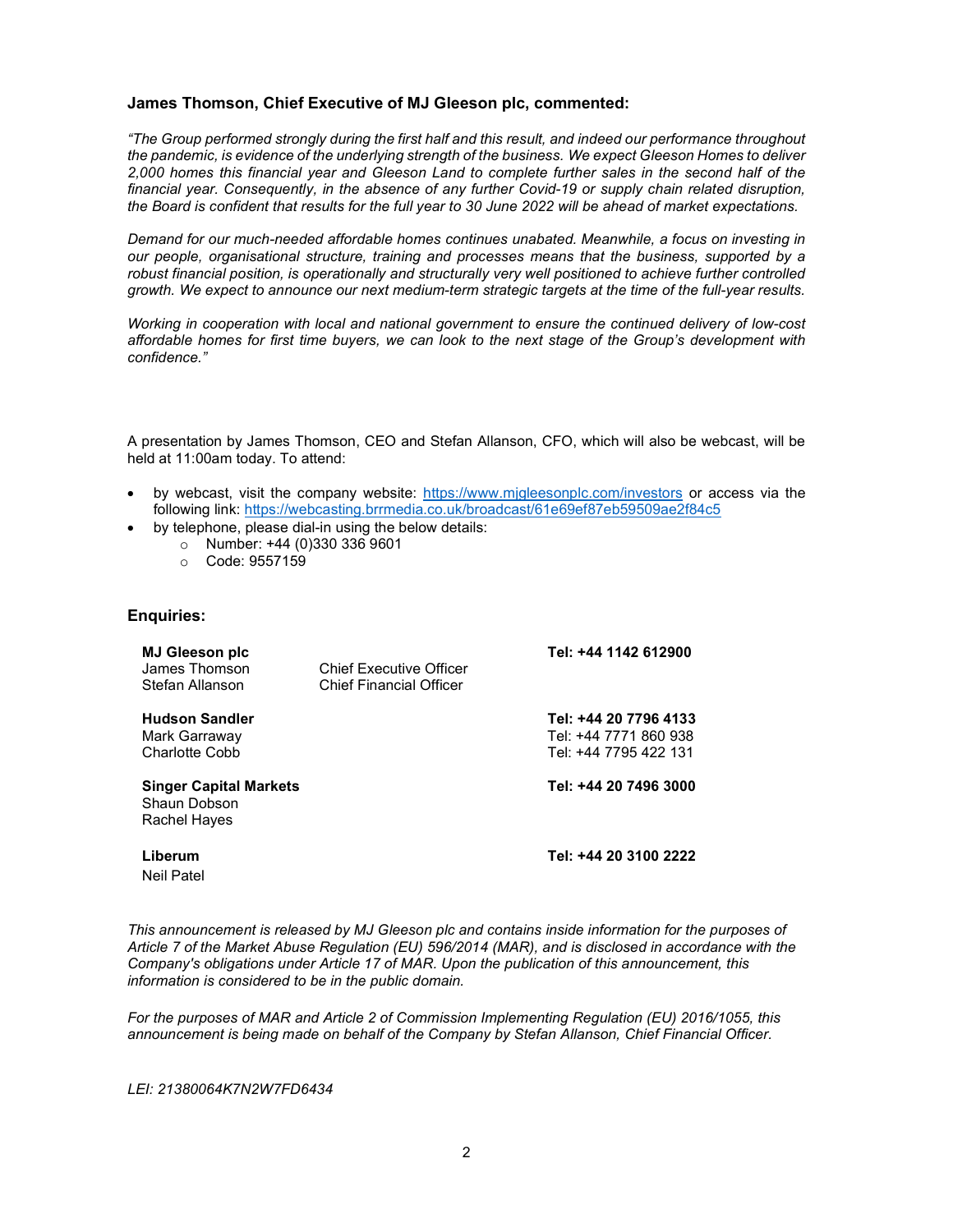### James Thomson, Chief Executive of MJ Gleeson plc, commented:

*"The Group performed strongly during the first half and this result, and indeed our performance throughout the pandemic, is evidence of the underlying strength of the business. We expect Gleeson Homes to deliver 2,000 homes this financial year and Gleeson Land to complete further sales in the second half of the financial year. Consequently, in the absence of any further Covid-19 or supply chain related disruption, the Board is confident that results for the full year to 30 June 2022 will be ahead of market expectations.*

*Demand for our much-needed affordable homes continues unabated. Meanwhile, a focus on investing in our people, organisational structure, training and processes means that the business, supported by a robust financial position, is operationally and structurally very well positioned to achieve further controlled growth. We expect to announce our next medium-term strategic targets at the time of the full-year results.*

*Working in cooperation with local and national government to ensure the continued delivery of low-cost affordable homes for first time buyers, we can look to the next stage of the Group's development with confidence."*

A presentation by James Thomson, CEO and Stefan Allanson, CFO, which will also be webcast, will be held at 11:00am today. To attend:

- by webcast, visit the company website: https://www.mjgleesonplc.com/investors or access via the following link: https://webcasting.brrmedia.co.uk/broadcast/61e69ef87eb59509ae2f84c5
- by telephone, please dial-in using the below details:
  - Number: +44 (0)330 336 9601
  - Code: 9557159

### Enquiries:

| | | |
|---|---|---|
| **MJ Gleeson plc** | | **Tel: +44 1142 612900** |
| James Thomson | Chief Executive Officer | |
| Stefan Allanson | Chief Financial Officer | |
| **Hudson Sandler** | | **Tel: +44 20 7796 4133** |
| Mark Garraway | | Tel: +44 7771 860 938 |
| Charlotte Cobb | | Tel: +44 7795 422 131 |
| **Singer Capital Markets** | | **Tel: +44 20 7496 3000** |
| Shaun Dobson | | |
| Rachel Hayes | | |
| **Liberum** | | **Tel: +44 20 3100 2222** |
| Neil Patel | | |

*This announcement is released by MJ Gleeson plc and contains inside information for the purposes of Article 7 of the Market Abuse Regulation (EU) 596/2014 (MAR), and is disclosed in accordance with the Company's obligations under Article 17 of MAR. Upon the publication of this announcement, this information is considered to be in the public domain.*

*For the purposes of MAR and Article 2 of Commission Implementing Regulation (EU) 2016/1055, this announcement is being made on behalf of the Company by Stefan Allanson, Chief Financial Officer.*

*LEI: 21380064K7N2W7FD6434*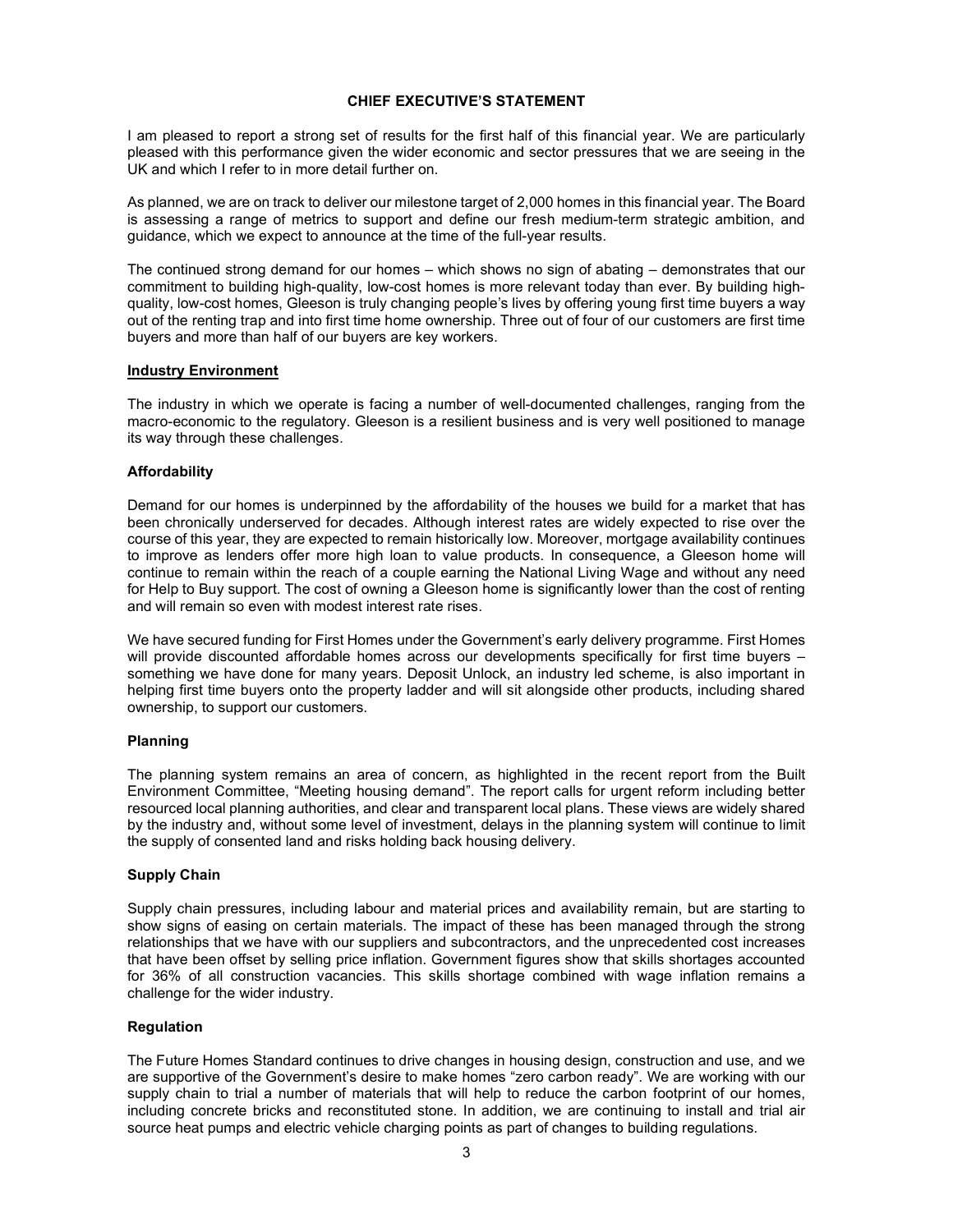# CHIEF EXECUTIVE'S STATEMENT

I am pleased to report a strong set of results for the first half of this financial year. We are particularly pleased with this performance given the wider economic and sector pressures that we are seeing in the UK and which I refer to in more detail further on.

As planned, we are on track to deliver our milestone target of 2,000 homes in this financial year. The Board is assessing a range of metrics to support and define our fresh medium-term strategic ambition, and guidance, which we expect to announce at the time of the full-year results.

The continued strong demand for our homes – which shows no sign of abating – demonstrates that our commitment to building high-quality, low-cost homes is more relevant today than ever. By building high-quality, low-cost homes, Gleeson is truly changing people's lives by offering young first time buyers a way out of the renting trap and into first time home ownership. Three out of four of our customers are first time buyers and more than half of our buyers are key workers.

## Industry Environment

The industry in which we operate is facing a number of well-documented challenges, ranging from the macro-economic to the regulatory. Gleeson is a resilient business and is very well positioned to manage its way through these challenges.

### Affordability

Demand for our homes is underpinned by the affordability of the houses we build for a market that has been chronically underserved for decades. Although interest rates are widely expected to rise over the course of this year, they are expected to remain historically low. Moreover, mortgage availability continues to improve as lenders offer more high loan to value products. In consequence, a Gleeson home will continue to remain within the reach of a couple earning the National Living Wage and without any need for Help to Buy support. The cost of owning a Gleeson home is significantly lower than the cost of renting and will remain so even with modest interest rate rises.

We have secured funding for First Homes under the Government's early delivery programme. First Homes will provide discounted affordable homes across our developments specifically for first time buyers – something we have done for many years. Deposit Unlock, an industry led scheme, is also important in helping first time buyers onto the property ladder and will sit alongside other products, including shared ownership, to support our customers.

### Planning

The planning system remains an area of concern, as highlighted in the recent report from the Built Environment Committee, "Meeting housing demand". The report calls for urgent reform including better resourced local planning authorities, and clear and transparent local plans. These views are widely shared by the industry and, without some level of investment, delays in the planning system will continue to limit the supply of consented land and risks holding back housing delivery.

### Supply Chain

Supply chain pressures, including labour and material prices and availability remain, but are starting to show signs of easing on certain materials. The impact of these has been managed through the strong relationships that we have with our suppliers and subcontractors, and the unprecedented cost increases that have been offset by selling price inflation. Government figures show that skills shortages accounted for 36% of all construction vacancies. This skills shortage combined with wage inflation remains a challenge for the wider industry.

### Regulation

The Future Homes Standard continues to drive changes in housing design, construction and use, and we are supportive of the Government's desire to make homes "zero carbon ready". We are working with our supply chain to trial a number of materials that will help to reduce the carbon footprint of our homes, including concrete bricks and reconstituted stone. In addition, we are continuing to install and trial air source heat pumps and electric vehicle charging points as part of changes to building regulations.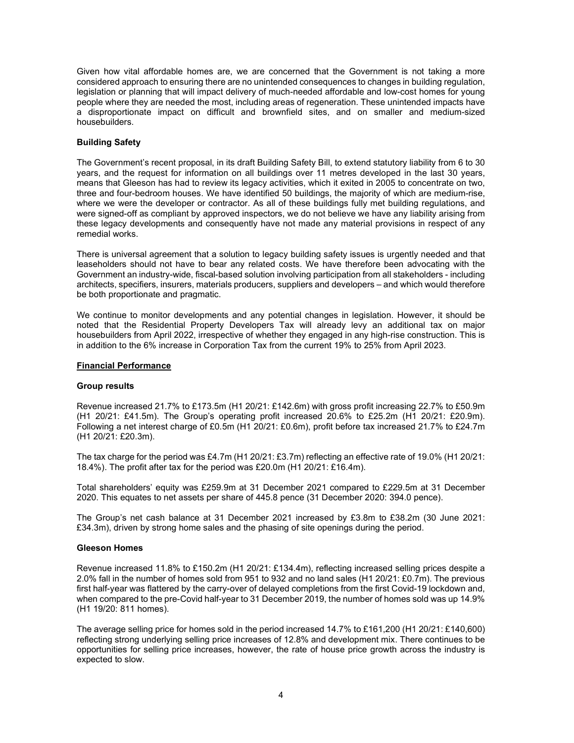Given how vital affordable homes are, we are concerned that the Government is not taking a more considered approach to ensuring there are no unintended consequences to changes in building regulation, legislation or planning that will impact delivery of much-needed affordable and low-cost homes for young people where they are needed the most, including areas of regeneration. These unintended impacts have a disproportionate impact on difficult and brownfield sites, and on smaller and medium-sized housebuilders.

**Building Safety**

The Government's recent proposal, in its draft Building Safety Bill, to extend statutory liability from 6 to 30 years, and the request for information on all buildings over 11 metres developed in the last 30 years, means that Gleeson has had to review its legacy activities, which it exited in 2005 to concentrate on two, three and four-bedroom houses. We have identified 50 buildings, the majority of which are medium-rise, where we were the developer or contractor. As all of these buildings fully met building regulations, and were signed-off as compliant by approved inspectors, we do not believe we have any liability arising from these legacy developments and consequently have not made any material provisions in respect of any remedial works.

There is universal agreement that a solution to legacy building safety issues is urgently needed and that leaseholders should not have to bear any related costs. We have therefore been advocating with the Government an industry-wide, fiscal-based solution involving participation from all stakeholders - including architects, specifiers, insurers, materials producers, suppliers and developers – and which would therefore be both proportionate and pragmatic.

We continue to monitor developments and any potential changes in legislation. However, it should be noted that the Residential Property Developers Tax will already levy an additional tax on major housebuilders from April 2022, irrespective of whether they engaged in any high-rise construction. This is in addition to the 6% increase in Corporation Tax from the current 19% to 25% from April 2023.

## Financial Performance

**Group results**

Revenue increased 21.7% to £173.5m (H1 20/21: £142.6m) with gross profit increasing 22.7% to £50.9m (H1 20/21: £41.5m). The Group's operating profit increased 20.6% to £25.2m (H1 20/21: £20.9m). Following a net interest charge of £0.5m (H1 20/21: £0.6m), profit before tax increased 21.7% to £24.7m (H1 20/21: £20.3m).

The tax charge for the period was £4.7m (H1 20/21: £3.7m) reflecting an effective rate of 19.0% (H1 20/21: 18.4%). The profit after tax for the period was £20.0m (H1 20/21: £16.4m).

Total shareholders' equity was £259.9m at 31 December 2021 compared to £229.5m at 31 December 2020. This equates to net assets per share of 445.8 pence (31 December 2020: 394.0 pence).

The Group's net cash balance at 31 December 2021 increased by £3.8m to £38.2m (30 June 2021: £34.3m), driven by strong home sales and the phasing of site openings during the period.

**Gleeson Homes**

Revenue increased 11.8% to £150.2m (H1 20/21: £134.4m), reflecting increased selling prices despite a 2.0% fall in the number of homes sold from 951 to 932 and no land sales (H1 20/21: £0.7m). The previous first half-year was flattered by the carry-over of delayed completions from the first Covid-19 lockdown and, when compared to the pre-Covid half-year to 31 December 2019, the number of homes sold was up 14.9% (H1 19/20: 811 homes).

The average selling price for homes sold in the period increased 14.7% to £161,200 (H1 20/21: £140,600) reflecting strong underlying selling price increases of 12.8% and development mix. There continues to be opportunities for selling price increases, however, the rate of house price growth across the industry is expected to slow.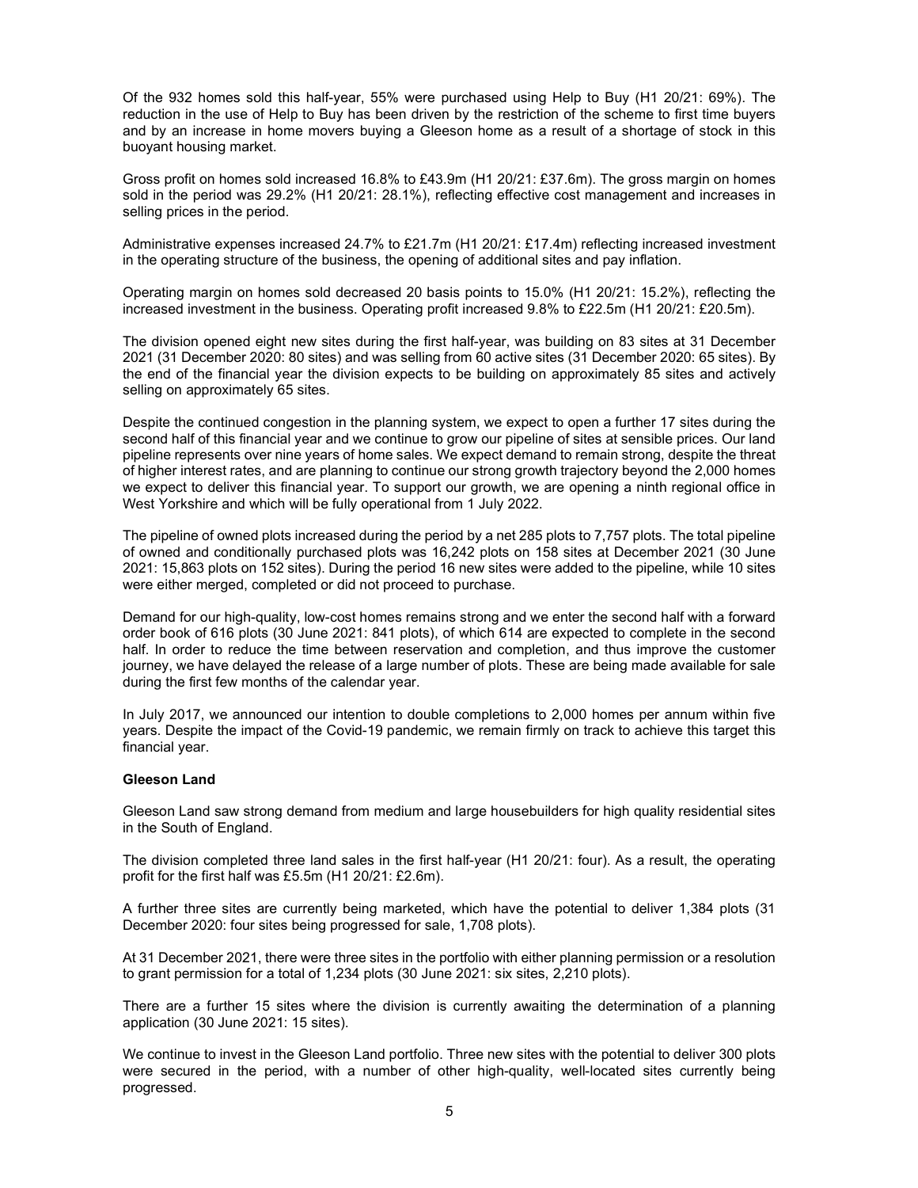Of the 932 homes sold this half-year, 55% were purchased using Help to Buy (H1 20/21: 69%). The reduction in the use of Help to Buy has been driven by the restriction of the scheme to first time buyers and by an increase in home movers buying a Gleeson home as a result of a shortage of stock in this buoyant housing market.

Gross profit on homes sold increased 16.8% to £43.9m (H1 20/21: £37.6m). The gross margin on homes sold in the period was 29.2% (H1 20/21: 28.1%), reflecting effective cost management and increases in selling prices in the period.

Administrative expenses increased 24.7% to £21.7m (H1 20/21: £17.4m) reflecting increased investment in the operating structure of the business, the opening of additional sites and pay inflation.

Operating margin on homes sold decreased 20 basis points to 15.0% (H1 20/21: 15.2%), reflecting the increased investment in the business. Operating profit increased 9.8% to £22.5m (H1 20/21: £20.5m).

The division opened eight new sites during the first half-year, was building on 83 sites at 31 December 2021 (31 December 2020: 80 sites) and was selling from 60 active sites (31 December 2020: 65 sites). By the end of the financial year the division expects to be building on approximately 85 sites and actively selling on approximately 65 sites.

Despite the continued congestion in the planning system, we expect to open a further 17 sites during the second half of this financial year and we continue to grow our pipeline of sites at sensible prices. Our land pipeline represents over nine years of home sales. We expect demand to remain strong, despite the threat of higher interest rates, and are planning to continue our strong growth trajectory beyond the 2,000 homes we expect to deliver this financial year. To support our growth, we are opening a ninth regional office in West Yorkshire and which will be fully operational from 1 July 2022.

The pipeline of owned plots increased during the period by a net 285 plots to 7,757 plots. The total pipeline of owned and conditionally purchased plots was 16,242 plots on 158 sites at December 2021 (30 June 2021: 15,863 plots on 152 sites). During the period 16 new sites were added to the pipeline, while 10 sites were either merged, completed or did not proceed to purchase.

Demand for our high-quality, low-cost homes remains strong and we enter the second half with a forward order book of 616 plots (30 June 2021: 841 plots), of which 614 are expected to complete in the second half. In order to reduce the time between reservation and completion, and thus improve the customer journey, we have delayed the release of a large number of plots. These are being made available for sale during the first few months of the calendar year.

In July 2017, we announced our intention to double completions to 2,000 homes per annum within five years. Despite the impact of the Covid-19 pandemic, we remain firmly on track to achieve this target this financial year.

**Gleeson Land**

Gleeson Land saw strong demand from medium and large housebuilders for high quality residential sites in the South of England.

The division completed three land sales in the first half-year (H1 20/21: four). As a result, the operating profit for the first half was £5.5m (H1 20/21: £2.6m).

A further three sites are currently being marketed, which have the potential to deliver 1,384 plots (31 December 2020: four sites being progressed for sale, 1,708 plots).

At 31 December 2021, there were three sites in the portfolio with either planning permission or a resolution to grant permission for a total of 1,234 plots (30 June 2021: six sites, 2,210 plots).

There are a further 15 sites where the division is currently awaiting the determination of a planning application (30 June 2021: 15 sites).

We continue to invest in the Gleeson Land portfolio. Three new sites with the potential to deliver 300 plots were secured in the period, with a number of other high-quality, well-located sites currently being progressed.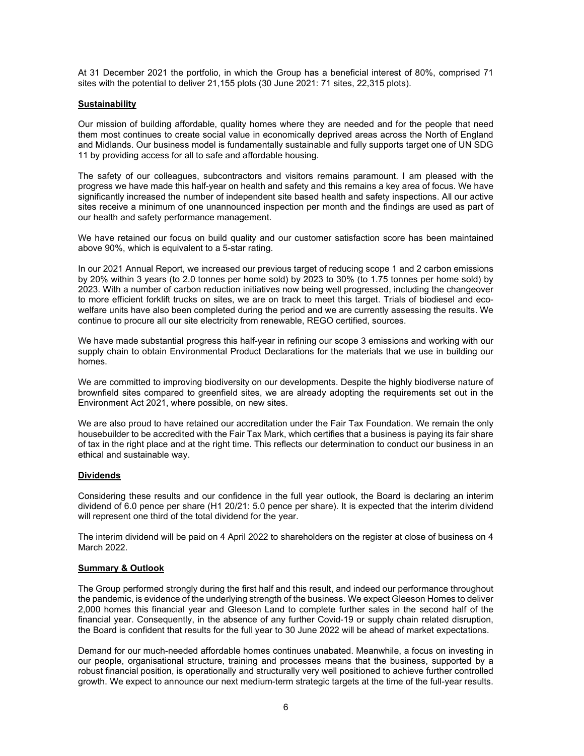At 31 December 2021 the portfolio, in which the Group has a beneficial interest of 80%, comprised 71 sites with the potential to deliver 21,155 plots (30 June 2021: 71 sites, 22,315 plots).

## Sustainability

Our mission of building affordable, quality homes where they are needed and for the people that need them most continues to create social value in economically deprived areas across the North of England and Midlands. Our business model is fundamentally sustainable and fully supports target one of UN SDG 11 by providing access for all to safe and affordable housing.

The safety of our colleagues, subcontractors and visitors remains paramount. I am pleased with the progress we have made this half-year on health and safety and this remains a key area of focus. We have significantly increased the number of independent site based health and safety inspections. All our active sites receive a minimum of one unannounced inspection per month and the findings are used as part of our health and safety performance management.

We have retained our focus on build quality and our customer satisfaction score has been maintained above 90%, which is equivalent to a 5-star rating.

In our 2021 Annual Report, we increased our previous target of reducing scope 1 and 2 carbon emissions by 20% within 3 years (to 2.0 tonnes per home sold) by 2023 to 30% (to 1.75 tonnes per home sold) by 2023. With a number of carbon reduction initiatives now being well progressed, including the changeover to more efficient forklift trucks on sites, we are on track to meet this target. Trials of biodiesel and eco-welfare units have also been completed during the period and we are currently assessing the results. We continue to procure all our site electricity from renewable, REGO certified, sources.

We have made substantial progress this half-year in refining our scope 3 emissions and working with our supply chain to obtain Environmental Product Declarations for the materials that we use in building our homes.

We are committed to improving biodiversity on our developments. Despite the highly biodiverse nature of brownfield sites compared to greenfield sites, we are already adopting the requirements set out in the Environment Act 2021, where possible, on new sites.

We are also proud to have retained our accreditation under the Fair Tax Foundation. We remain the only housebuilder to be accredited with the Fair Tax Mark, which certifies that a business is paying its fair share of tax in the right place and at the right time. This reflects our determination to conduct our business in an ethical and sustainable way.

## Dividends

Considering these results and our confidence in the full year outlook, the Board is declaring an interim dividend of 6.0 pence per share (H1 20/21: 5.0 pence per share). It is expected that the interim dividend will represent one third of the total dividend for the year.

The interim dividend will be paid on 4 April 2022 to shareholders on the register at close of business on 4 March 2022.

## Summary & Outlook

The Group performed strongly during the first half and this result, and indeed our performance throughout the pandemic, is evidence of the underlying strength of the business. We expect Gleeson Homes to deliver 2,000 homes this financial year and Gleeson Land to complete further sales in the second half of the financial year. Consequently, in the absence of any further Covid-19 or supply chain related disruption, the Board is confident that results for the full year to 30 June 2022 will be ahead of market expectations.

Demand for our much-needed affordable homes continues unabated. Meanwhile, a focus on investing in our people, organisational structure, training and processes means that the business, supported by a robust financial position, is operationally and structurally very well positioned to achieve further controlled growth. We expect to announce our next medium-term strategic targets at the time of the full-year results.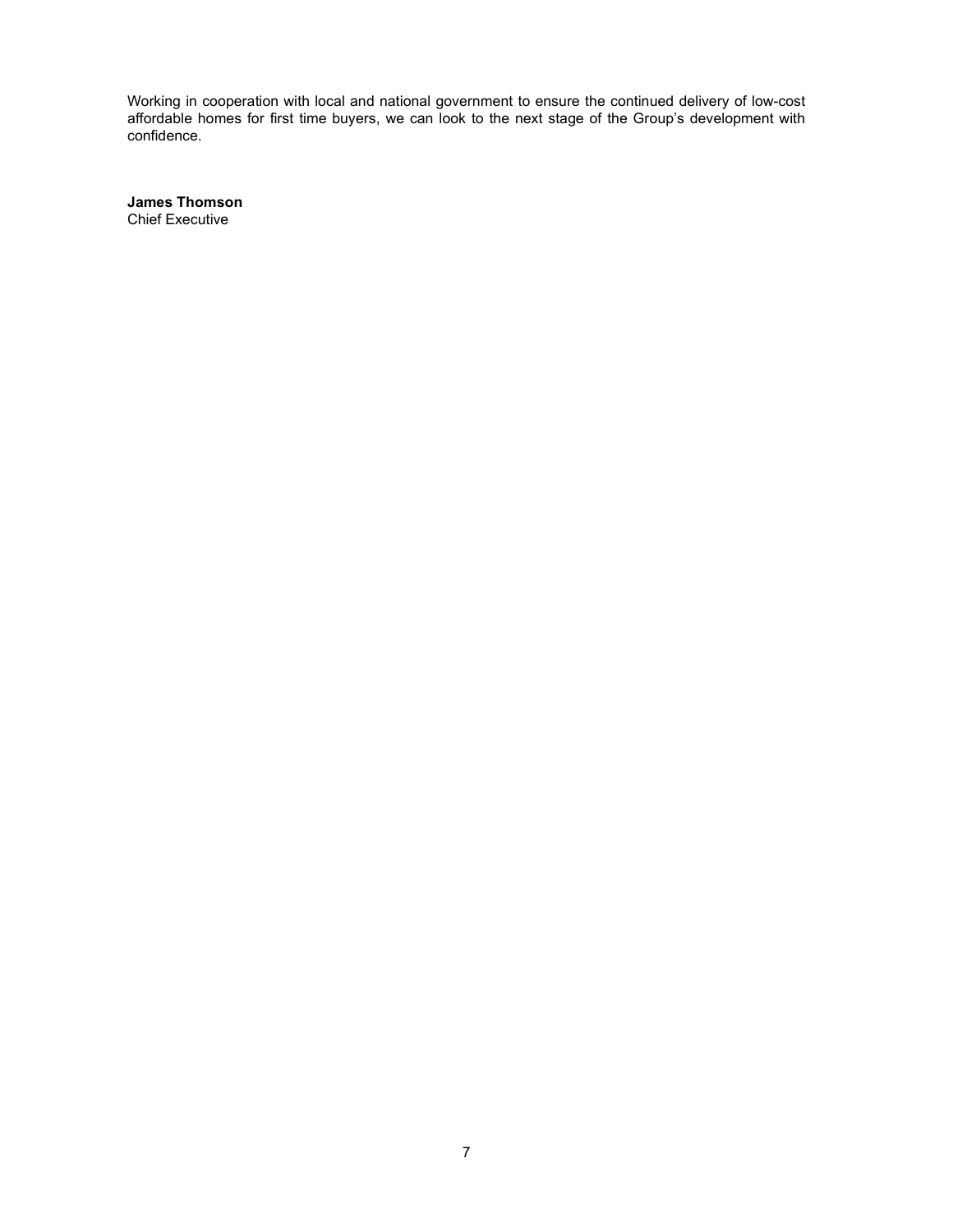Working in cooperation with local and national government to ensure the continued delivery of low-cost affordable homes for first time buyers, we can look to the next stage of the Group's development with confidence.

**James Thomson**
Chief Executive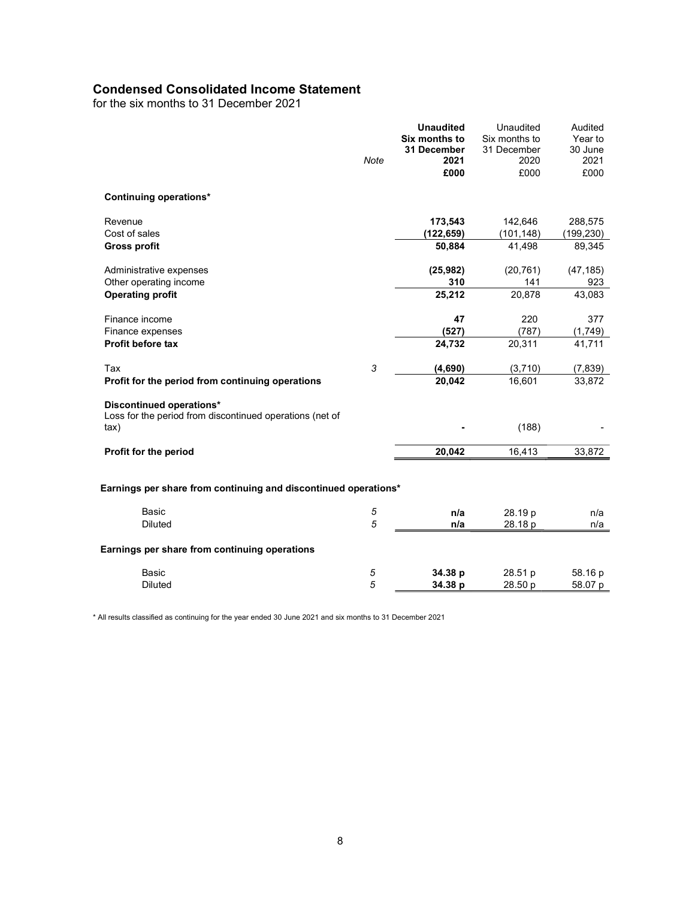## Condensed Consolidated Income Statement

for the six months to 31 December 2021

| | Note | **Unaudited Six months to 31 December 2021 £000** | Unaudited Six months to 31 December 2020 £000 | Audited Year to 30 June 2021 £000 |
|---|---|---|---|---|
| **Continuing operations*** | | | | |
| Revenue | | **173,543** | 142,646 | 288,575 |
| Cost of sales | | **(122,659)** | (101,148) | (199,230) |
| **Gross profit** | | **50,884** | 41,498 | 89,345 |
| Administrative expenses | | **(25,982)** | (20,761) | (47,185) |
| Other operating income | | **310** | 141 | 923 |
| **Operating profit** | | **25,212** | 20,878 | 43,083 |
| Finance income | | **47** | 220 | 377 |
| Finance expenses | | **(527)** | (787) | (1,749) |
| **Profit before tax** | | **24,732** | 20,311 | 41,711 |
| Tax | *3* | **(4,690)** | (3,710) | (7,839) |
| **Profit for the period from continuing operations** | | **20,042** | 16,601 | 33,872 |
| **Discontinued operations*** | | | | |
| Loss for the period from discontinued operations (net of tax) | | **-** | (188) | - |
| **Profit for the period** | | **20,042** | 16,413 | 33,872 |
| **Earnings per share from continuing and discontinued operations*** | | | | |
| Basic | *5* | **n/a** | 28.19 p | n/a |
| Diluted | *5* | **n/a** | 28.18 p | n/a |
| **Earnings per share from continuing operations** | | | | |
| Basic | *5* | **34.38 p** | 28.51 p | 58.16 p |
| Diluted | *5* | **34.38 p** | 28.50 p | 58.07 p |

\* All results classified as continuing for the year ended 30 June 2021 and six months to 31 December 2021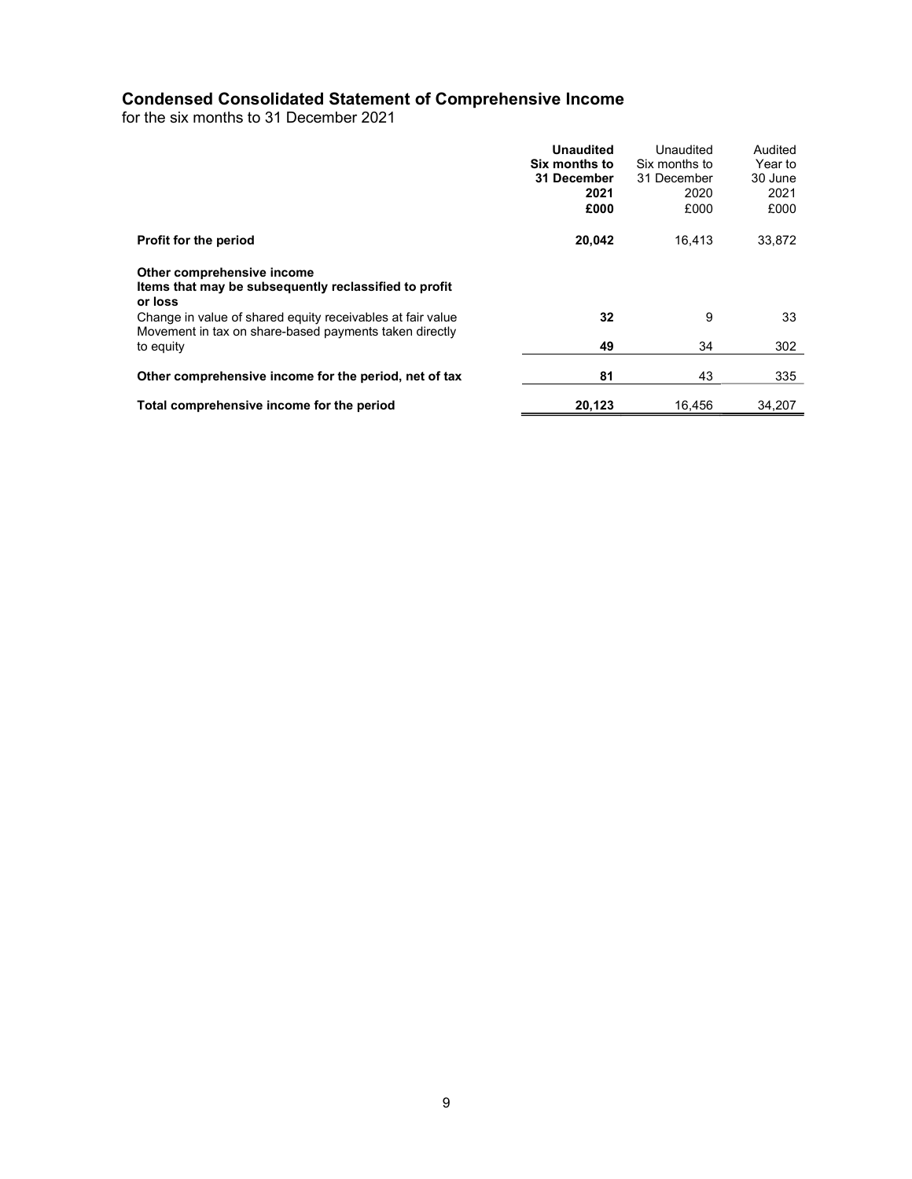## Condensed Consolidated Statement of Comprehensive Income

for the six months to 31 December 2021

| | **Unaudited Six months to 31 December 2021 £000** | Unaudited Six months to 31 December 2020 £000 | Audited Year to 30 June 2021 £000 |
|---|---|---|---|
| **Profit for the period** | **20,042** | 16,413 | 33,872 |
| **Other comprehensive income** | | | |
| **Items that may be subsequently reclassified to profit or loss** | | | |
| Change in value of shared equity receivables at fair value | **32** | 9 | 33 |
| Movement in tax on share-based payments taken directly to equity | **49** | 34 | 302 |
| **Other comprehensive income for the period, net of tax** | **81** | 43 | 335 |
| **Total comprehensive income for the period** | **20,123** | 16,456 | 34,207 |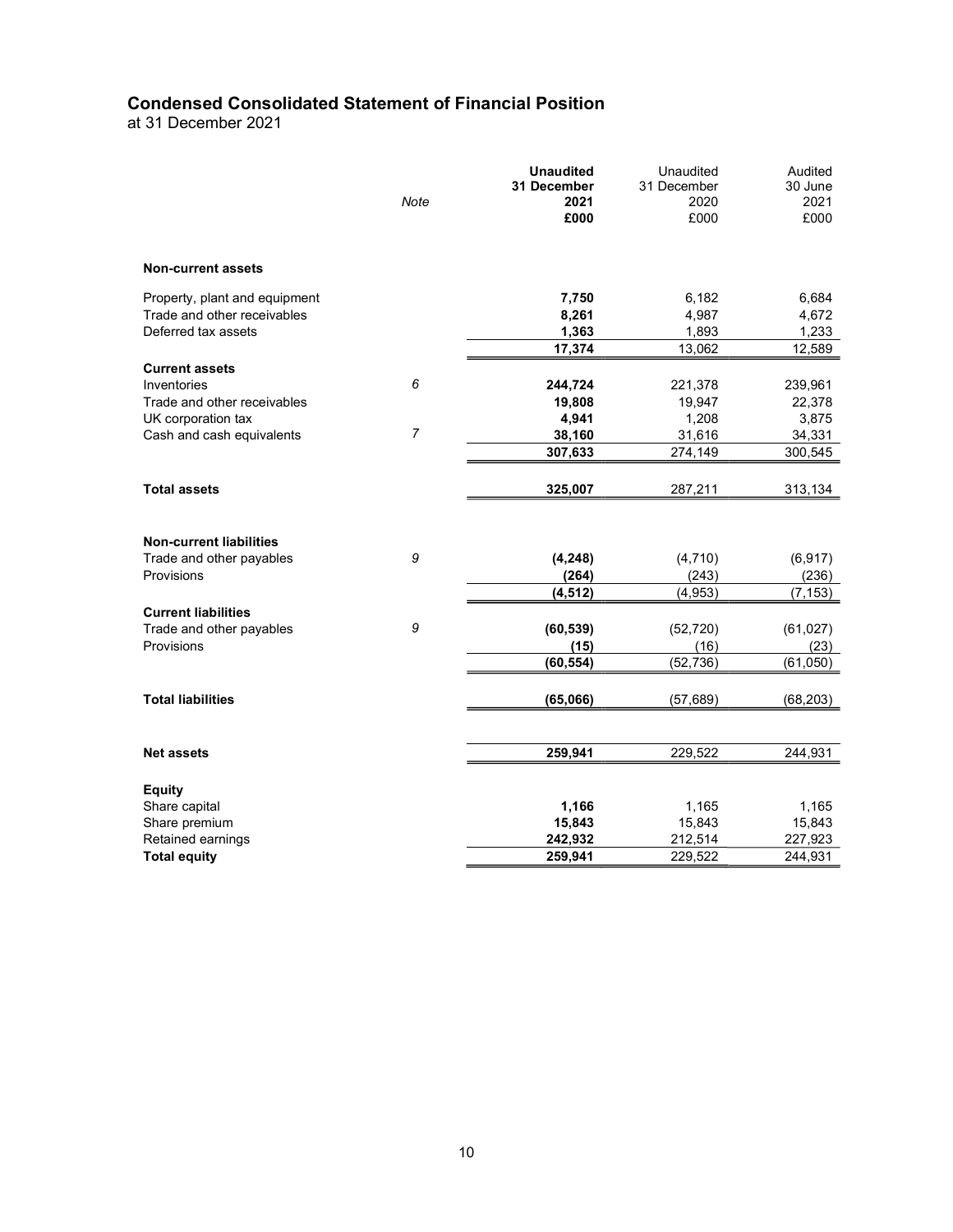# Condensed Consolidated Statement of Financial Position

at 31 December 2021

| | Note | **Unaudited 31 December 2021 £000** | Unaudited 31 December 2020 £000 | Audited 30 June 2021 £000 |
|---|---|---|---|---|
| **Non-current assets** | | | | |
| Property, plant and equipment | | **7,750** | 6,182 | 6,684 |
| Trade and other receivables | | **8,261** | 4,987 | 4,672 |
| Deferred tax assets | | **1,363** | 1,893 | 1,233 |
| | | **17,374** | 13,062 | 12,589 |
| **Current assets** | | | | |
| Inventories | *6* | **244,724** | 221,378 | 239,961 |
| Trade and other receivables | | **19,808** | 19,947 | 22,378 |
| UK corporation tax | | **4,941** | 1,208 | 3,875 |
| Cash and cash equivalents | *7* | **38,160** | 31,616 | 34,331 |
| | | **307,633** | 274,149 | 300,545 |
| **Total assets** | | **325,007** | 287,211 | 313,134 |
| **Non-current liabilities** | | | | |
| Trade and other payables | *9* | **(4,248)** | (4,710) | (6,917) |
| Provisions | | **(264)** | (243) | (236) |
| | | **(4,512)** | (4,953) | (7,153) |
| **Current liabilities** | | | | |
| Trade and other payables | *9* | **(60,539)** | (52,720) | (61,027) |
| Provisions | | **(15)** | (16) | (23) |
| | | **(60,554)** | (52,736) | (61,050) |
| **Total liabilities** | | **(65,066)** | (57,689) | (68,203) |
| **Net assets** | | **259,941** | 229,522 | 244,931 |
| **Equity** | | | | |
| Share capital | | **1,166** | 1,165 | 1,165 |
| Share premium | | **15,843** | 15,843 | 15,843 |
| Retained earnings | | **242,932** | 212,514 | 227,923 |
| **Total equity** | | **259,941** | 229,522 | 244,931 |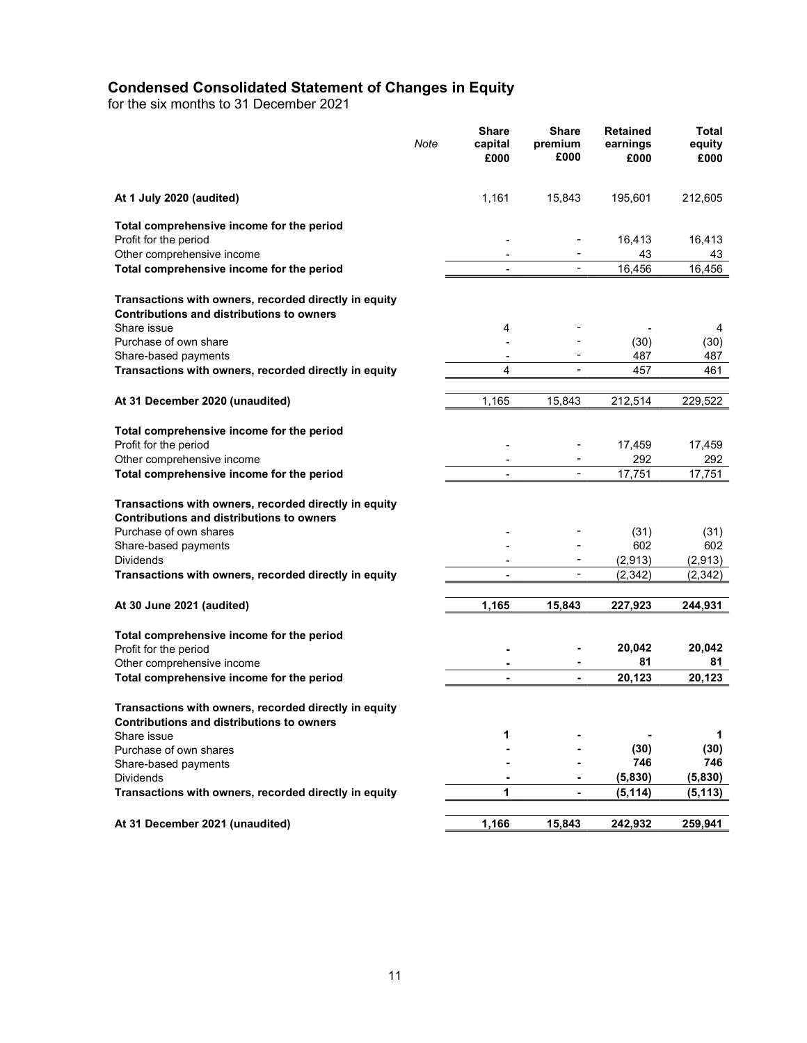## Condensed Consolidated Statement of Changes in Equity

for the six months to 31 December 2021

| | *Note* | Share capital £000 | Share premium £000 | Retained earnings £000 | Total equity £000 |
|---|---|---|---|---|---|
| **At 1 July 2020 (audited)** | | 1,161 | 15,843 | 195,601 | 212,605 |
| **Total comprehensive income for the period** | | | | | |
| Profit for the period | | - | - | 16,413 | 16,413 |
| Other comprehensive income | | - | - | 43 | 43 |
| **Total comprehensive income for the period** | | - | - | 16,456 | 16,456 |
| **Transactions with owners, recorded directly in equity** | | | | | |
| **Contributions and distributions to owners** | | | | | |
| Share issue | | 4 | - | - | 4 |
| Purchase of own share | | - | - | (30) | (30) |
| Share-based payments | | - | - | 487 | 487 |
| **Transactions with owners, recorded directly in equity** | | 4 | - | 457 | 461 |
| **At 31 December 2020 (unaudited)** | | 1,165 | 15,843 | 212,514 | 229,522 |
| **Total comprehensive income for the period** | | | | | |
| Profit for the period | | - | - | 17,459 | 17,459 |
| Other comprehensive income | | - | - | 292 | 292 |
| **Total comprehensive income for the period** | | - | - | 17,751 | 17,751 |
| **Transactions with owners, recorded directly in equity** | | | | | |
| **Contributions and distributions to owners** | | | | | |
| Purchase of own shares | | - | - | (31) | (31) |
| Share-based payments | | - | - | 602 | 602 |
| Dividends | | - | - | (2,913) | (2,913) |
| **Transactions with owners, recorded directly in equity** | | - | - | (2,342) | (2,342) |
| **At 30 June 2021 (audited)** | | **1,165** | **15,843** | **227,923** | **244,931** |
| **Total comprehensive income for the period** | | | | | |
| Profit for the period | | **-** | **-** | **20,042** | **20,042** |
| Other comprehensive income | | **-** | **-** | **81** | **81** |
| **Total comprehensive income for the period** | | **-** | **-** | **20,123** | **20,123** |
| **Transactions with owners, recorded directly in equity** | | | | | |
| **Contributions and distributions to owners** | | | | | |
| Share issue | | **1** | **-** | **-** | **1** |
| Purchase of own shares | | **-** | **-** | **(30)** | **(30)** |
| Share-based payments | | **-** | **-** | **746** | **746** |
| Dividends | | **-** | **-** | **(5,830)** | **(5,830)** |
| **Transactions with owners, recorded directly in equity** | | **1** | **-** | **(5,114)** | **(5,113)** |
| **At 31 December 2021 (unaudited)** | | **1,166** | **15,843** | **242,932** | **259,941** |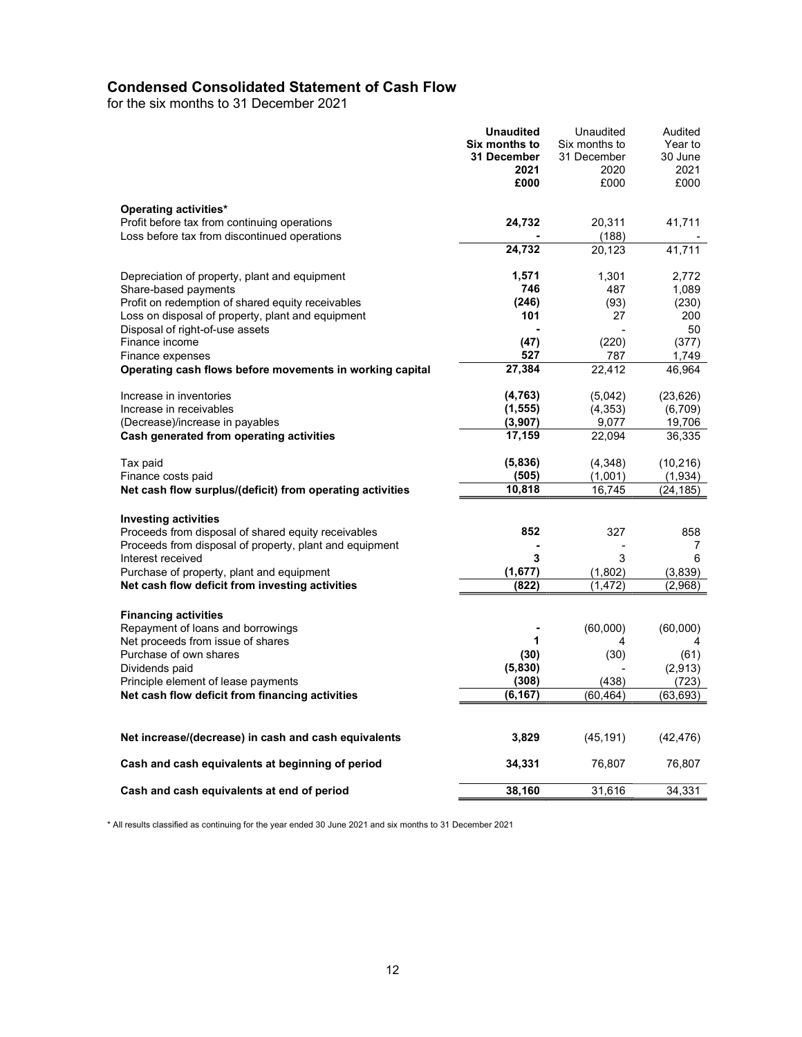## Condensed Consolidated Statement of Cash Flow

for the six months to 31 December 2021

| | **Unaudited Six months to 31 December 2021 £000** | Unaudited Six months to 31 December 2020 £000 | Audited Year to 30 June 2021 £000 |
|---|---|---|---|
| **Operating activities*** | | | |
| Profit before tax from continuing operations | **24,732** | 20,311 | 41,711 |
| Loss before tax from discontinued operations | **-** | (188) | - |
| | **24,732** | 20,123 | 41,711 |
| | | | |
| Depreciation of property, plant and equipment | **1,571** | 1,301 | 2,772 |
| Share-based payments | **746** | 487 | 1,089 |
| Profit on redemption of shared equity receivables | **(246)** | (93) | (230) |
| Loss on disposal of property, plant and equipment | **101** | 27 | 200 |
| Disposal of right-of-use assets | **-** | - | 50 |
| Finance income | **(47)** | (220) | (377) |
| Finance expenses | **527** | 787 | 1,749 |
| **Operating cash flows before movements in working capital** | **27,384** | 22,412 | 46,964 |
| | | | |
| Increase in inventories | **(4,763)** | (5,042) | (23,626) |
| Increase in receivables | **(1,555)** | (4,353) | (6,709) |
| (Decrease)/increase in payables | **(3,907)** | 9,077 | 19,706 |
| **Cash generated from operating activities** | **17,159** | 22,094 | 36,335 |
| | | | |
| Tax paid | **(5,836)** | (4,348) | (10,216) |
| Finance costs paid | **(505)** | (1,001) | (1,934) |
| **Net cash flow surplus/(deficit) from operating activities** | **10,818** | 16,745 | (24,185) |
| | | | |
| **Investing activities** | | | |
| Proceeds from disposal of shared equity receivables | **852** | 327 | 858 |
| Proceeds from disposal of property, plant and equipment | **-** | - | 7 |
| Interest received | **3** | 3 | 6 |
| Purchase of property, plant and equipment | **(1,677)** | (1,802) | (3,839) |
| **Net cash flow deficit from investing activities** | **(822)** | (1,472) | (2,968) |
| | | | |
| **Financing activities** | | | |
| Repayment of loans and borrowings | **-** | (60,000) | (60,000) |
| Net proceeds from issue of shares | **1** | 4 | 4 |
| Purchase of own shares | **(30)** | (30) | (61) |
| Dividends paid | **(5,830)** | - | (2,913) |
| Principle element of lease payments | **(308)** | (438) | (723) |
| **Net cash flow deficit from financing activities** | **(6,167)** | (60,464) | (63,693) |
| | | | |
| **Net increase/(decrease) in cash and cash equivalents** | **3,829** | (45,191) | (42,476) |
| | | | |
| **Cash and cash equivalents at beginning of period** | **34,331** | 76,807 | 76,807 |
| | | | |
| **Cash and cash equivalents at end of period** | **38,160** | 31,616 | 34,331 |

* All results classified as continuing for the year ended 30 June 2021 and six months to 31 December 2021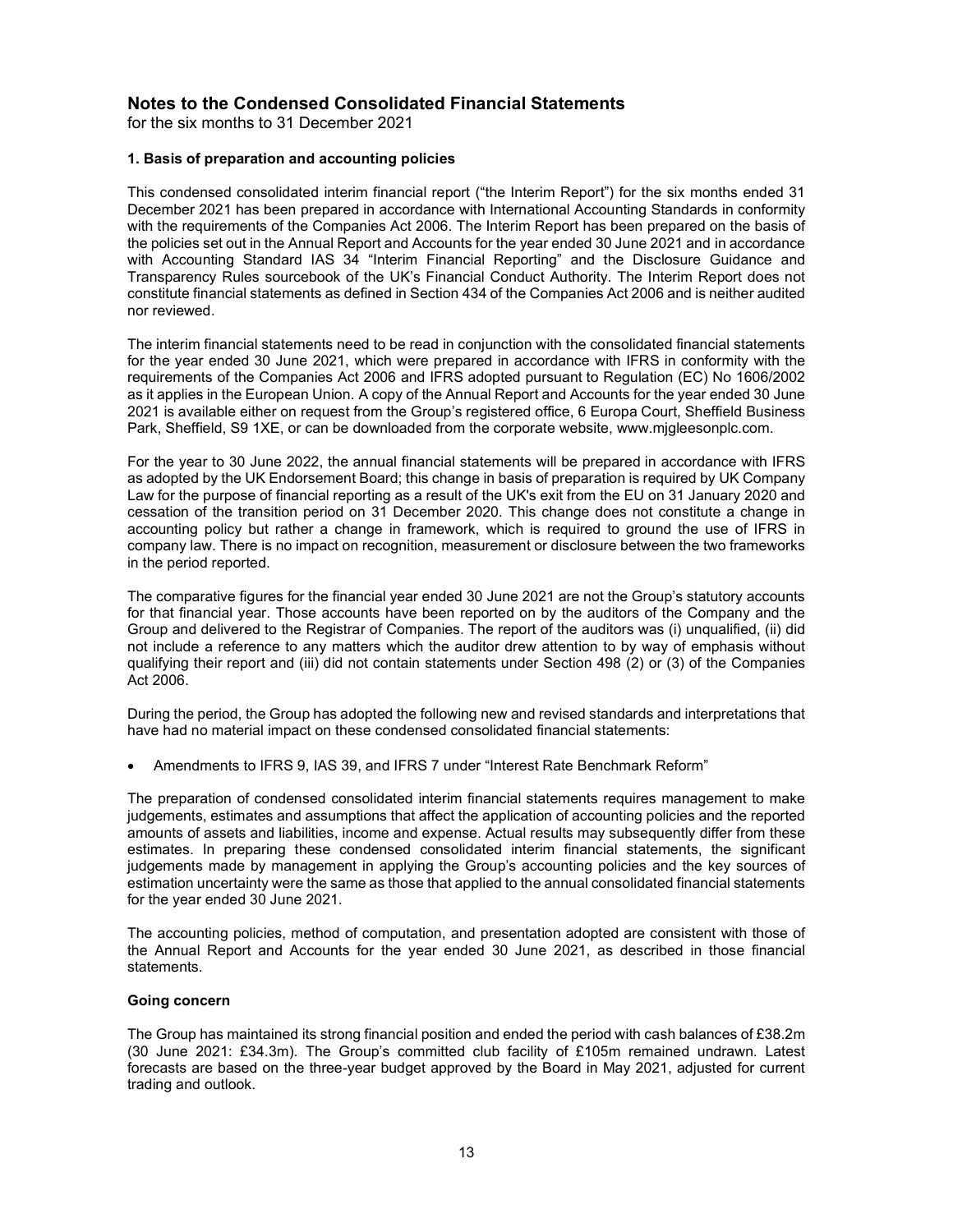# Notes to the Condensed Consolidated Financial Statements

for the six months to 31 December 2021

### 1. Basis of preparation and accounting policies

This condensed consolidated interim financial report ("the Interim Report") for the six months ended 31 December 2021 has been prepared in accordance with International Accounting Standards in conformity with the requirements of the Companies Act 2006. The Interim Report has been prepared on the basis of the policies set out in the Annual Report and Accounts for the year ended 30 June 2021 and in accordance with Accounting Standard IAS 34 "Interim Financial Reporting" and the Disclosure Guidance and Transparency Rules sourcebook of the UK's Financial Conduct Authority. The Interim Report does not constitute financial statements as defined in Section 434 of the Companies Act 2006 and is neither audited nor reviewed.

The interim financial statements need to be read in conjunction with the consolidated financial statements for the year ended 30 June 2021, which were prepared in accordance with IFRS in conformity with the requirements of the Companies Act 2006 and IFRS adopted pursuant to Regulation (EC) No 1606/2002 as it applies in the European Union. A copy of the Annual Report and Accounts for the year ended 30 June 2021 is available either on request from the Group's registered office, 6 Europa Court, Sheffield Business Park, Sheffield, S9 1XE, or can be downloaded from the corporate website, www.mjgleesonplc.com.

For the year to 30 June 2022, the annual financial statements will be prepared in accordance with IFRS as adopted by the UK Endorsement Board; this change in basis of preparation is required by UK Company Law for the purpose of financial reporting as a result of the UK's exit from the EU on 31 January 2020 and cessation of the transition period on 31 December 2020. This change does not constitute a change in accounting policy but rather a change in framework, which is required to ground the use of IFRS in company law. There is no impact on recognition, measurement or disclosure between the two frameworks in the period reported.

The comparative figures for the financial year ended 30 June 2021 are not the Group's statutory accounts for that financial year. Those accounts have been reported on by the auditors of the Company and the Group and delivered to the Registrar of Companies. The report of the auditors was (i) unqualified, (ii) did not include a reference to any matters which the auditor drew attention to by way of emphasis without qualifying their report and (iii) did not contain statements under Section 498 (2) or (3) of the Companies Act 2006.

During the period, the Group has adopted the following new and revised standards and interpretations that have had no material impact on these condensed consolidated financial statements:

- Amendments to IFRS 9, IAS 39, and IFRS 7 under "Interest Rate Benchmark Reform"

The preparation of condensed consolidated interim financial statements requires management to make judgements, estimates and assumptions that affect the application of accounting policies and the reported amounts of assets and liabilities, income and expense. Actual results may subsequently differ from these estimates. In preparing these condensed consolidated interim financial statements, the significant judgements made by management in applying the Group's accounting policies and the key sources of estimation uncertainty were the same as those that applied to the annual consolidated financial statements for the year ended 30 June 2021.

The accounting policies, method of computation, and presentation adopted are consistent with those of the Annual Report and Accounts for the year ended 30 June 2021, as described in those financial statements.

#### Going concern

The Group has maintained its strong financial position and ended the period with cash balances of £38.2m (30 June 2021: £34.3m). The Group's committed club facility of £105m remained undrawn. Latest forecasts are based on the three-year budget approved by the Board in May 2021, adjusted for current trading and outlook.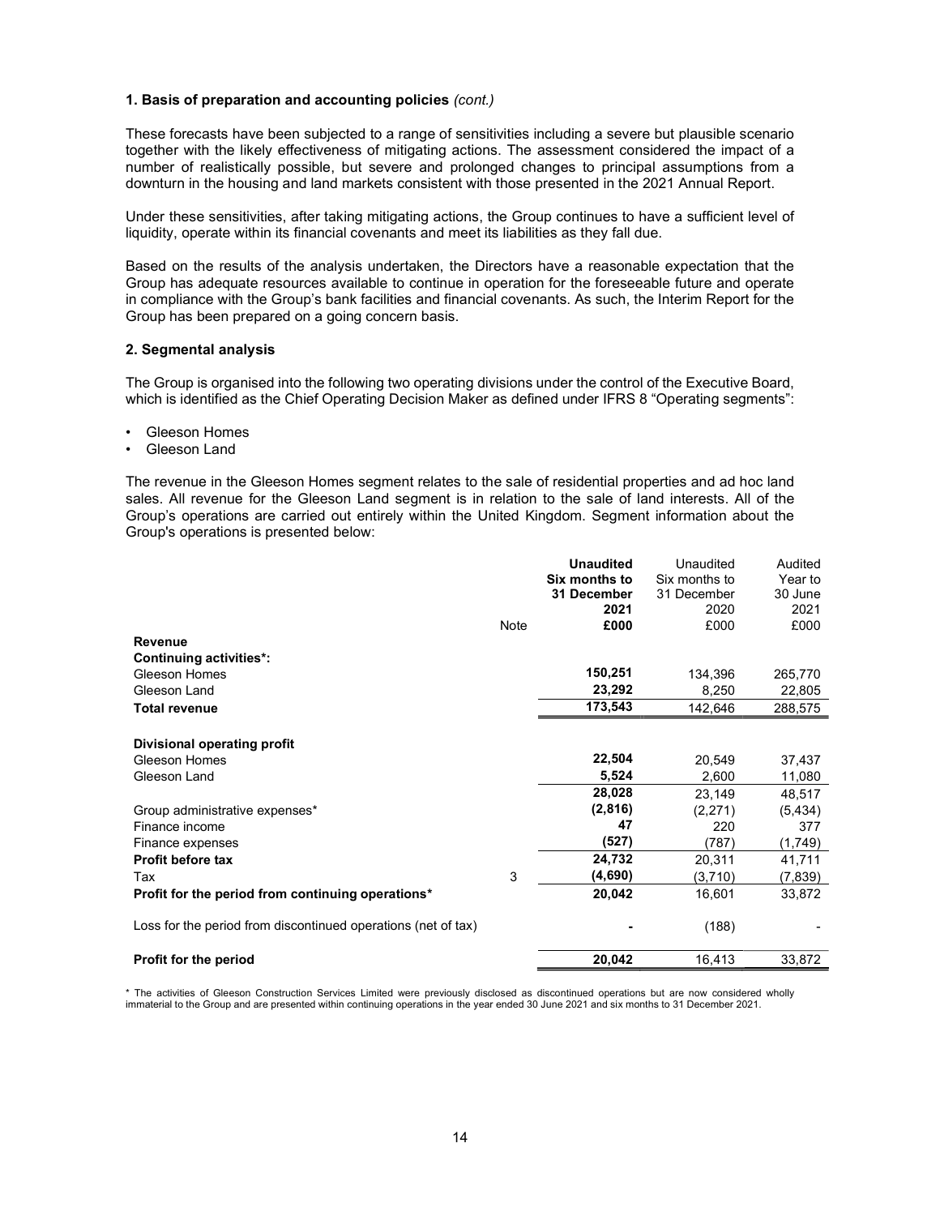## 1. Basis of preparation and accounting policies *(cont.)*

These forecasts have been subjected to a range of sensitivities including a severe but plausible scenario together with the likely effectiveness of mitigating actions. The assessment considered the impact of a number of realistically possible, but severe and prolonged changes to principal assumptions from a downturn in the housing and land markets consistent with those presented in the 2021 Annual Report.

Under these sensitivities, after taking mitigating actions, the Group continues to have a sufficient level of liquidity, operate within its financial covenants and meet its liabilities as they fall due.

Based on the results of the analysis undertaken, the Directors have a reasonable expectation that the Group has adequate resources available to continue in operation for the foreseeable future and operate in compliance with the Group's bank facilities and financial covenants. As such, the Interim Report for the Group has been prepared on a going concern basis.

## 2. Segmental analysis

The Group is organised into the following two operating divisions under the control of the Executive Board, which is identified as the Chief Operating Decision Maker as defined under IFRS 8 "Operating segments":

- Gleeson Homes
- Gleeson Land

The revenue in the Gleeson Homes segment relates to the sale of residential properties and ad hoc land sales. All revenue for the Gleeson Land segment is in relation to the sale of land interests. All of the Group's operations are carried out entirely within the United Kingdom. Segment information about the Group's operations is presented below:

| | Note | **Unaudited Six months to 31 December 2021 £000** | Unaudited Six months to 31 December 2020 £000 | Audited Year to 30 June 2021 £000 |
|---|---|---|---|---|
| **Revenue** | | | | |
| **Continuing activities\*:** | | | | |
| Gleeson Homes | | **150,251** | 134,396 | 265,770 |
| Gleeson Land | | **23,292** | 8,250 | 22,805 |
| **Total revenue** | | **173,543** | 142,646 | 288,575 |
| | | | | |
| **Divisional operating profit** | | | | |
| Gleeson Homes | | **22,504** | 20,549 | 37,437 |
| Gleeson Land | | **5,524** | 2,600 | 11,080 |
| | | **28,028** | 23,149 | 48,517 |
| Group administrative expenses\* | | **(2,816)** | (2,271) | (5,434) |
| Finance income | | **47** | 220 | 377 |
| Finance expenses | | **(527)** | (787) | (1,749) |
| **Profit before tax** | | **24,732** | 20,311 | 41,711 |
| Tax | 3 | **(4,690)** | (3,710) | (7,839) |
| **Profit for the period from continuing operations\*** | | **20,042** | 16,601 | 33,872 |
| | | | | |
| Loss for the period from discontinued operations (net of tax) | | **-** | (188) | - |
| | | | | |
| **Profit for the period** | | **20,042** | 16,413 | 33,872 |

\* The activities of Gleeson Construction Services Limited were previously disclosed as discontinued operations but are now considered wholly immaterial to the Group and are presented within continuing operations in the year ended 30 June 2021 and six months to 31 December 2021.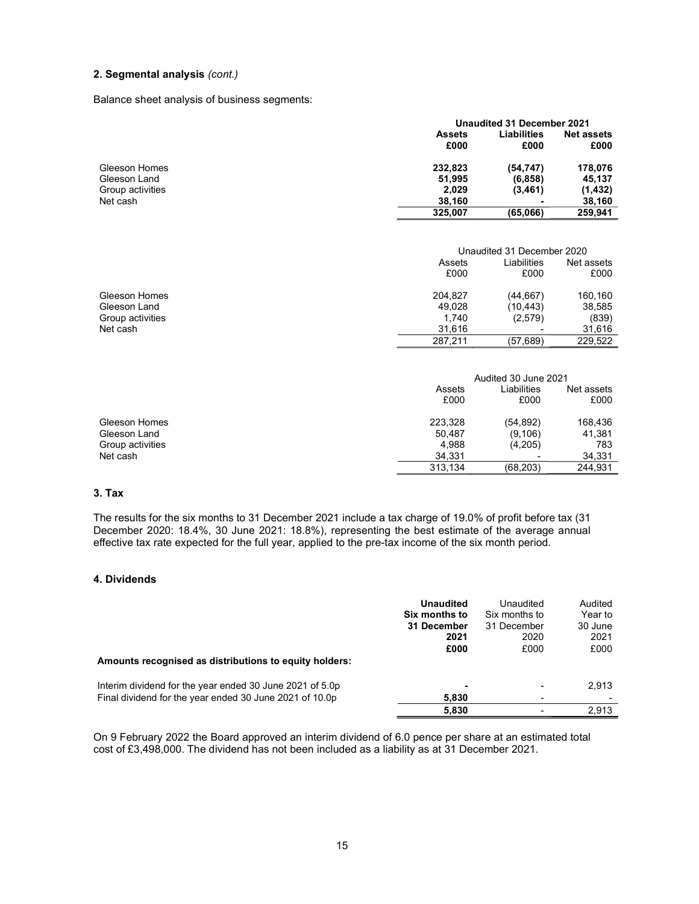## 2. Segmental analysis *(cont.)*

Balance sheet analysis of business segments:

| | **Unaudited 31 December 2021** | | |
|---|---|---|---|
| | **Assets £000** | **Liabilities £000** | **Net assets £000** |
| Gleeson Homes | **232,823** | **(54,747)** | **178,076** |
| Gleeson Land | **51,995** | **(6,858)** | **45,137** |
| Group activities | **2,029** | **(3,461)** | **(1,432)** |
| Net cash | **38,160** | **-** | **38,160** |
| | **325,007** | **(65,066)** | **259,941** |

| | Unaudited 31 December 2020 | | |
|---|---|---|---|
| | Assets £000 | Liabilities £000 | Net assets £000 |
| Gleeson Homes | 204,827 | (44,667) | 160,160 |
| Gleeson Land | 49,028 | (10,443) | 38,585 |
| Group activities | 1,740 | (2,579) | (839) |
| Net cash | 31,616 | - | 31,616 |
| | 287,211 | (57,689) | 229,522 |

| | Audited 30 June 2021 | | |
|---|---|---|---|
| | Assets £000 | Liabilities £000 | Net assets £000 |
| Gleeson Homes | 223,328 | (54,892) | 168,436 |
| Gleeson Land | 50,487 | (9,106) | 41,381 |
| Group activities | 4,988 | (4,205) | 783 |
| Net cash | 34,331 | - | 34,331 |
| | 313,134 | (68,203) | 244,931 |

## 3. Tax

The results for the six months to 31 December 2021 include a tax charge of 19.0% of profit before tax (31 December 2020: 18.4%, 30 June 2021: 18.8%), representing the best estimate of the average annual effective tax rate expected for the full year, applied to the pre-tax income of the six month period.

## 4. Dividends

| | **Unaudited Six months to 31 December 2021 £000** | Unaudited Six months to 31 December 2020 £000 | Audited Year to 30 June 2021 £000 |
|---|---|---|---|
| **Amounts recognised as distributions to equity holders:** | | | |
| Interim dividend for the year ended 30 June 2021 of 5.0p | **-** | - | 2,913 |
| Final dividend for the year ended 30 June 2021 of 10.0p | **5,830** | - | - |
| | **5,830** | - | 2,913 |

On 9 February 2022 the Board approved an interim dividend of 6.0 pence per share at an estimated total cost of £3,498,000. The dividend has not been included as a liability as at 31 December 2021.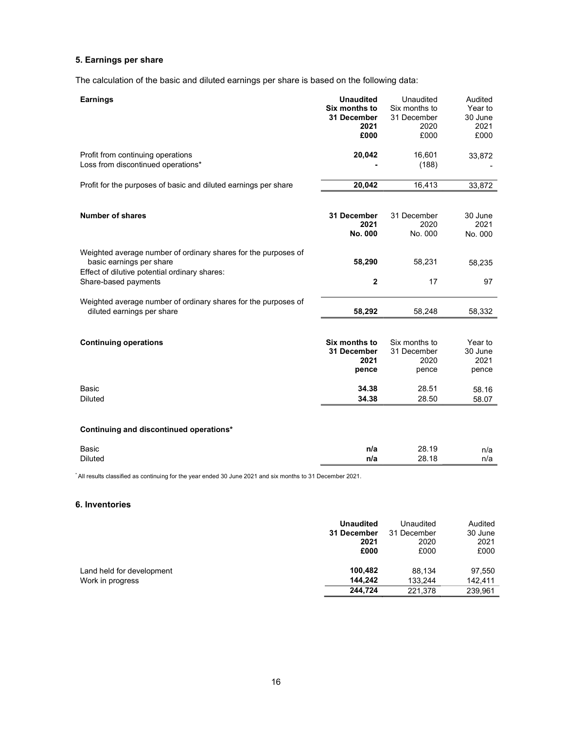## 5. Earnings per share

The calculation of the basic and diluted earnings per share is based on the following data:

| **Earnings** | **Unaudited Six months to 31 December 2021 £000** | Unaudited Six months to 31 December 2020 £000 | Audited Year to 30 June 2021 £000 |
|---|---|---|---|
| Profit from continuing operations | **20,042** | 16,601 | 33,872 |
| Loss from discontinued operations* | **-** | (188) | - |
| Profit for the purposes of basic and diluted earnings per share | **20,042** | 16,413 | 33,872 |

| **Number of shares** | **31 December 2021 No. 000** | 31 December 2020 No. 000 | 30 June 2021 No. 000 |
|---|---|---|---|
| Weighted average number of ordinary shares for the purposes of basic earnings per share | **58,290** | 58,231 | 58,235 |
| Effect of dilutive potential ordinary shares: | | | |
| Share-based payments | **2** | 17 | 97 |
| Weighted average number of ordinary shares for the purposes of diluted earnings per share | **58,292** | 58,248 | 58,332 |

| **Continuing operations** | **Six months to 31 December 2021 pence** | Six months to 31 December 2020 pence | Year to 30 June 2021 pence |
|---|---|---|---|
| Basic | **34.38** | 28.51 | 58.16 |
| Diluted | **34.38** | 28.50 | 58.07 |

**Continuing and discontinued operations***

| | | | |
|---|---|---|---|
| Basic | **n/a** | 28.19 | n/a |
| Diluted | **n/a** | 28.18 | n/a |

* All results classified as continuing for the year ended 30 June 2021 and six months to 31 December 2021.

## 6. Inventories

| | **Unaudited 31 December 2021 £000** | Unaudited 31 December 2020 £000 | Audited 30 June 2021 £000 |
|---|---|---|---|
| Land held for development | **100,482** | 88,134 | 97,550 |
| Work in progress | **144,242** | 133,244 | 142,411 |
| | **244,724** | 221,378 | 239,961 |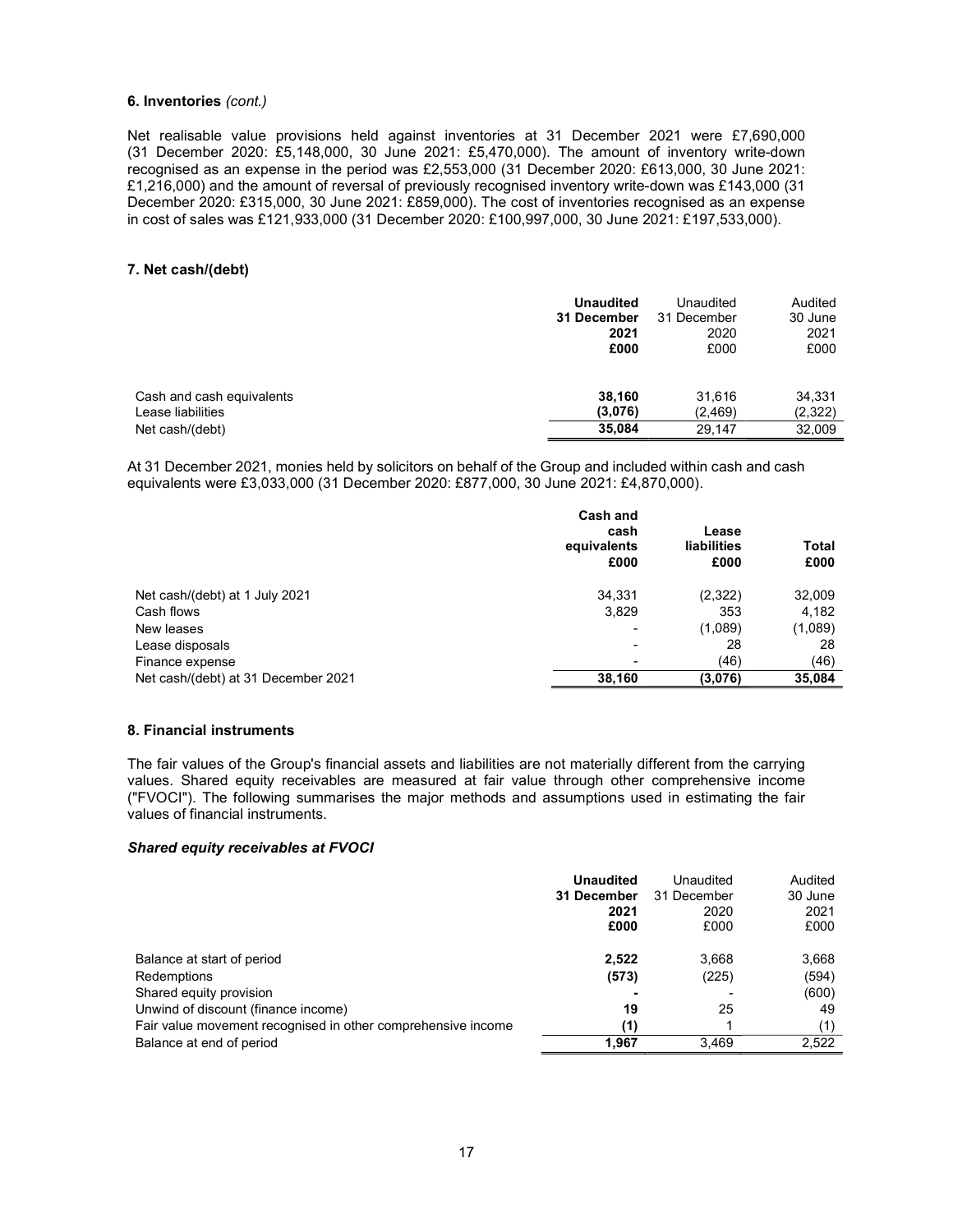### 6. Inventories *(cont.)*

Net realisable value provisions held against inventories at 31 December 2021 were £7,690,000 (31 December 2020: £5,148,000, 30 June 2021: £5,470,000). The amount of inventory write-down recognised as an expense in the period was £2,553,000 (31 December 2020: £613,000, 30 June 2021: £1,216,000) and the amount of reversal of previously recognised inventory write-down was £143,000 (31 December 2020: £315,000, 30 June 2021: £859,000). The cost of inventories recognised as an expense in cost of sales was £121,933,000 (31 December 2020: £100,997,000, 30 June 2021: £197,533,000).

### 7. Net cash/(debt)

| | **Unaudited 31 December 2021 £000** | Unaudited 31 December 2020 £000 | Audited 30 June 2021 £000 |
|---|---|---|---|
| Cash and cash equivalents | **38,160** | 31,616 | 34,331 |
| Lease liabilities | **(3,076)** | (2,469) | (2,322) |
| Net cash/(debt) | **35,084** | 29,147 | 32,009 |

At 31 December 2021, monies held by solicitors on behalf of the Group and included within cash and cash equivalents were £3,033,000 (31 December 2020: £877,000, 30 June 2021: £4,870,000).

| | **Cash and cash equivalents £000** | **Lease liabilities £000** | **Total £000** |
|---|---|---|---|
| Net cash/(debt) at 1 July 2021 | 34,331 | (2,322) | 32,009 |
| Cash flows | 3,829 | 353 | 4,182 |
| New leases | - | (1,089) | (1,089) |
| Lease disposals | - | 28 | 28 |
| Finance expense | - | (46) | (46) |
| Net cash/(debt) at 31 December 2021 | **38,160** | **(3,076)** | **35,084** |

### 8. Financial instruments

The fair values of the Group's financial assets and liabilities are not materially different from the carrying values. Shared equity receivables are measured at fair value through other comprehensive income ("FVOCI"). The following summarises the major methods and assumptions used in estimating the fair values of financial instruments.

***Shared equity receivables at FVOCI***

| | **Unaudited 31 December 2021 £000** | Unaudited 31 December 2020 £000 | Audited 30 June 2021 £000 |
|---|---|---|---|
| Balance at start of period | **2,522** | 3,668 | 3,668 |
| Redemptions | **(573)** | (225) | (594) |
| Shared equity provision | **-** | - | (600) |
| Unwind of discount (finance income) | **19** | 25 | 49 |
| Fair value movement recognised in other comprehensive income | **(1)** | 1 | (1) |
| Balance at end of period | **1,967** | 3,469 | 2,522 |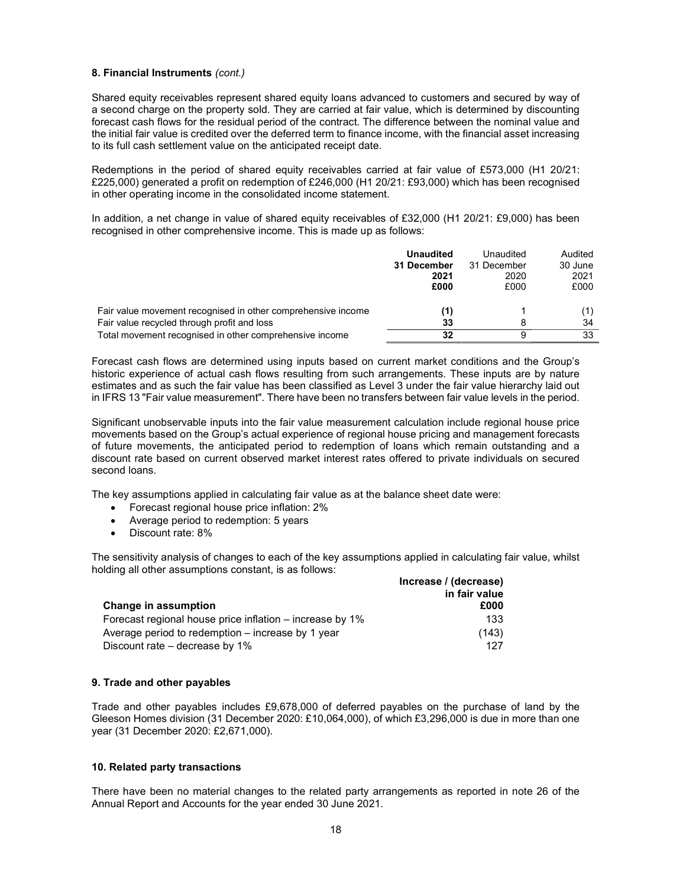## 8. Financial Instruments *(cont.)*

Shared equity receivables represent shared equity loans advanced to customers and secured by way of a second charge on the property sold. They are carried at fair value, which is determined by discounting forecast cash flows for the residual period of the contract. The difference between the nominal value and the initial fair value is credited over the deferred term to finance income, with the financial asset increasing to its full cash settlement value on the anticipated receipt date.

Redemptions in the period of shared equity receivables carried at fair value of £573,000 (H1 20/21: £225,000) generated a profit on redemption of £246,000 (H1 20/21: £93,000) which has been recognised in other operating income in the consolidated income statement.

In addition, a net change in value of shared equity receivables of £32,000 (H1 20/21: £9,000) has been recognised in other comprehensive income. This is made up as follows:

| | **Unaudited 31 December 2021 £000** | Unaudited 31 December 2020 £000 | Audited 30 June 2021 £000 |
|---|---|---|---|
| Fair value movement recognised in other comprehensive income | **(1)** | 1 | (1) |
| Fair value recycled through profit and loss | **33** | 8 | 34 |
| Total movement recognised in other comprehensive income | **32** | 9 | 33 |

Forecast cash flows are determined using inputs based on current market conditions and the Group's historic experience of actual cash flows resulting from such arrangements. These inputs are by nature estimates and as such the fair value has been classified as Level 3 under the fair value hierarchy laid out in IFRS 13 "Fair value measurement". There have been no transfers between fair value levels in the period.

Significant unobservable inputs into the fair value measurement calculation include regional house price movements based on the Group's actual experience of regional house pricing and management forecasts of future movements, the anticipated period to redemption of loans which remain outstanding and a discount rate based on current observed market interest rates offered to private individuals on secured second loans.

The key assumptions applied in calculating fair value as at the balance sheet date were:

- Forecast regional house price inflation: 2%
- Average period to redemption: 5 years
- Discount rate: 8%

The sensitivity analysis of changes to each of the key assumptions applied in calculating fair value, whilst holding all other assumptions constant, is as follows:

| **Change in assumption** | **Increase / (decrease) in fair value £000** |
|---|---|
| Forecast regional house price inflation – increase by 1% | 133 |
| Average period to redemption – increase by 1 year | (143) |
| Discount rate – decrease by 1% | 127 |

## 9. Trade and other payables

Trade and other payables includes £9,678,000 of deferred payables on the purchase of land by the Gleeson Homes division (31 December 2020: £10,064,000), of which £3,296,000 is due in more than one year (31 December 2020: £2,671,000).

## 10. Related party transactions

There have been no material changes to the related party arrangements as reported in note 26 of the Annual Report and Accounts for the year ended 30 June 2021.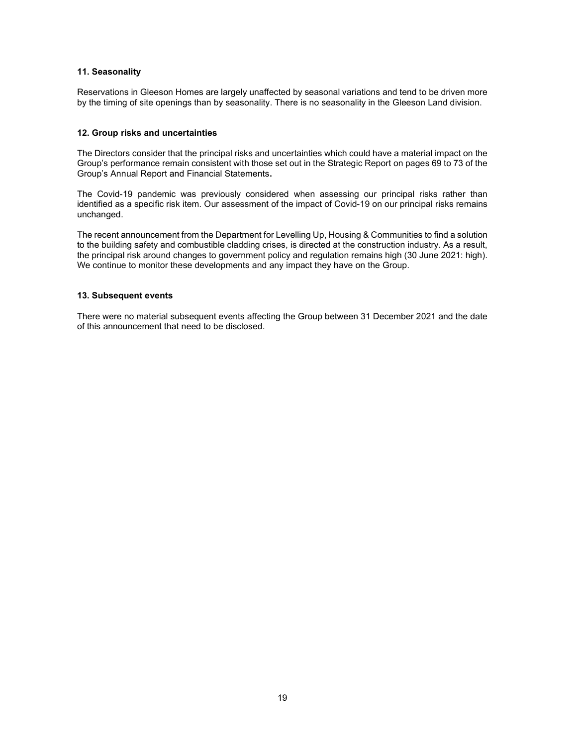### 11. Seasonality

Reservations in Gleeson Homes are largely unaffected by seasonal variations and tend to be driven more by the timing of site openings than by seasonality. There is no seasonality in the Gleeson Land division.

### 12. Group risks and uncertainties

The Directors consider that the principal risks and uncertainties which could have a material impact on the Group's performance remain consistent with those set out in the Strategic Report on pages 69 to 73 of the Group's Annual Report and Financial Statements**.**

The Covid-19 pandemic was previously considered when assessing our principal risks rather than identified as a specific risk item. Our assessment of the impact of Covid-19 on our principal risks remains unchanged.

The recent announcement from the Department for Levelling Up, Housing & Communities to find a solution to the building safety and combustible cladding crises, is directed at the construction industry. As a result, the principal risk around changes to government policy and regulation remains high (30 June 2021: high). We continue to monitor these developments and any impact they have on the Group.

### 13. Subsequent events

There were no material subsequent events affecting the Group between 31 December 2021 and the date of this announcement that need to be disclosed.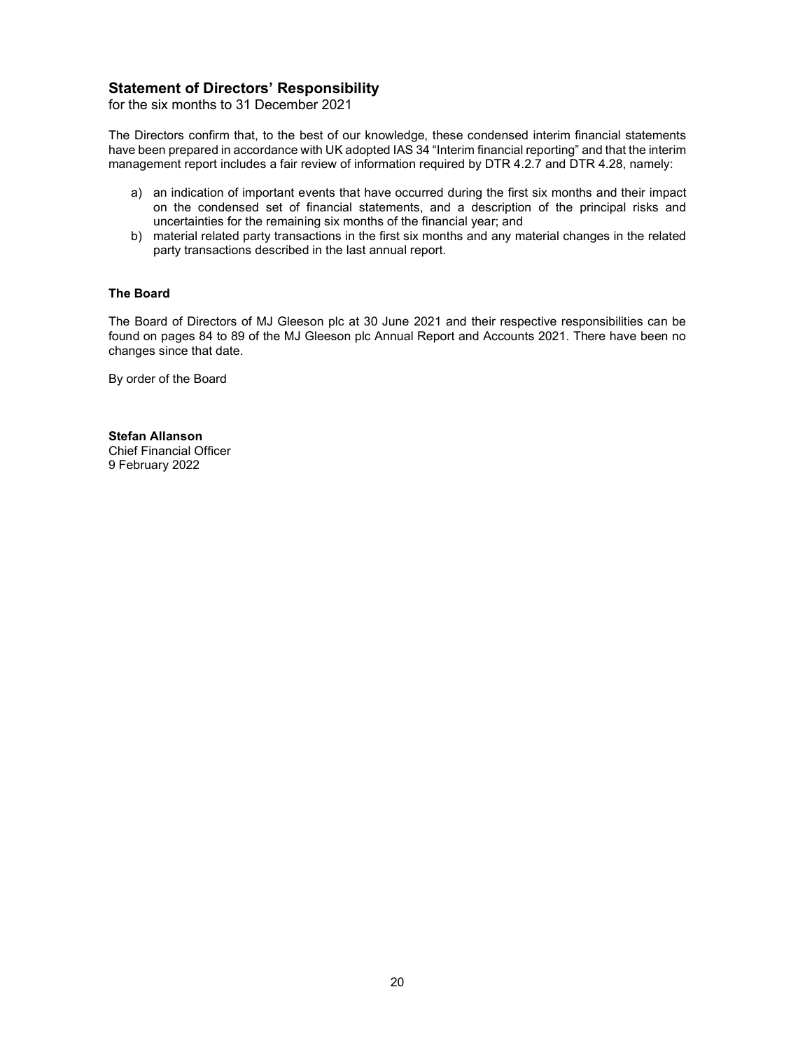## Statement of Directors' Responsibility

for the six months to 31 December 2021

The Directors confirm that, to the best of our knowledge, these condensed interim financial statements have been prepared in accordance with UK adopted IAS 34 "Interim financial reporting" and that the interim management report includes a fair review of information required by DTR 4.2.7 and DTR 4.28, namely:

a) an indication of important events that have occurred during the first six months and their impact on the condensed set of financial statements, and a description of the principal risks and uncertainties for the remaining six months of the financial year; and
b) material related party transactions in the first six months and any material changes in the related party transactions described in the last annual report.

### The Board

The Board of Directors of MJ Gleeson plc at 30 June 2021 and their respective responsibilities can be found on pages 84 to 89 of the MJ Gleeson plc Annual Report and Accounts 2021. There have been no changes since that date.

By order of the Board

**Stefan Allanson**
Chief Financial Officer
9 February 2022